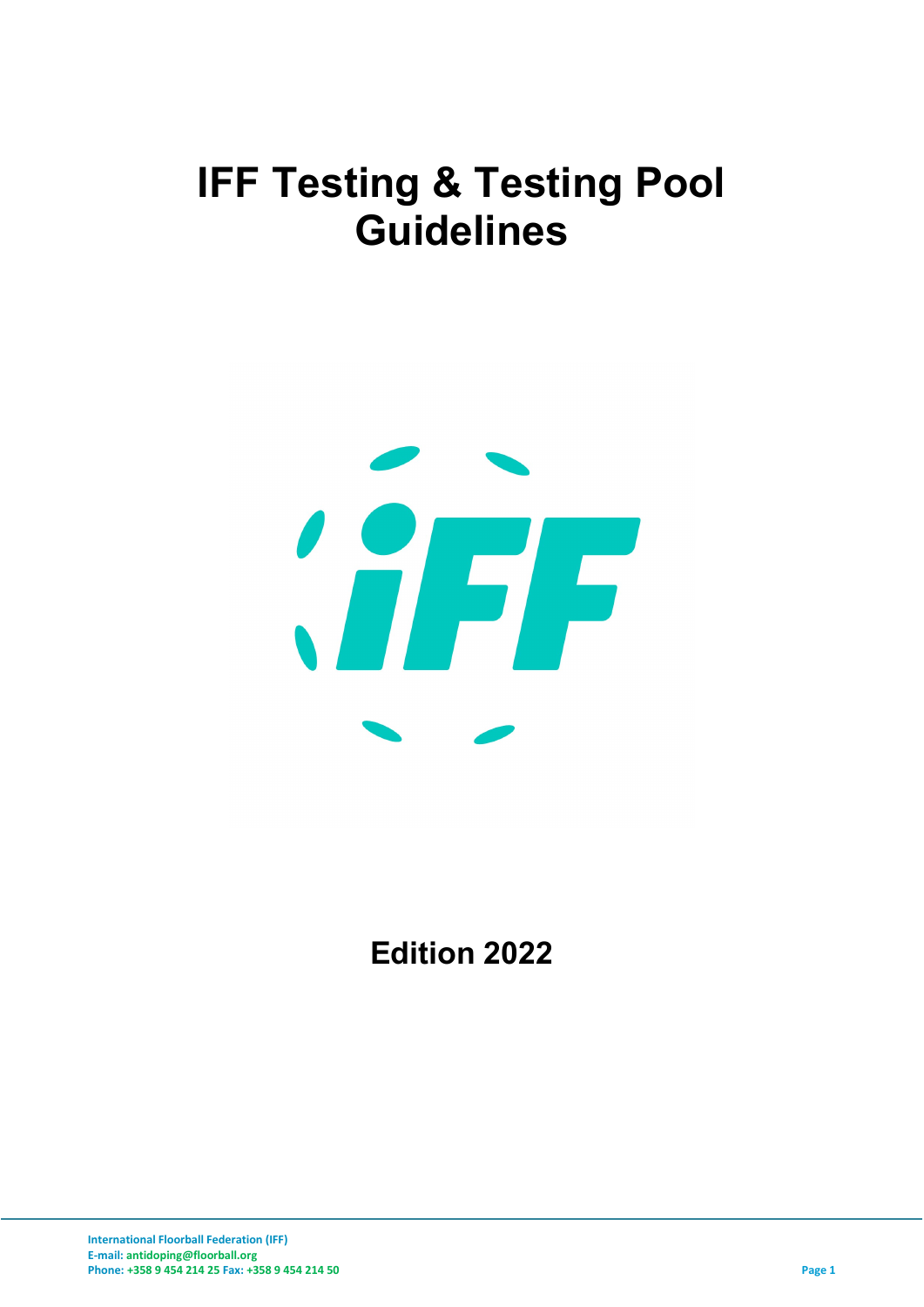# IFF Testing & Testing Pool Guidelines

## Edition 2022

International Floorball Federation (IFF)
E-mail: antidoping@floorball.org
Phone: +358 9 454 214 25 Fax: +358 9 454 214 50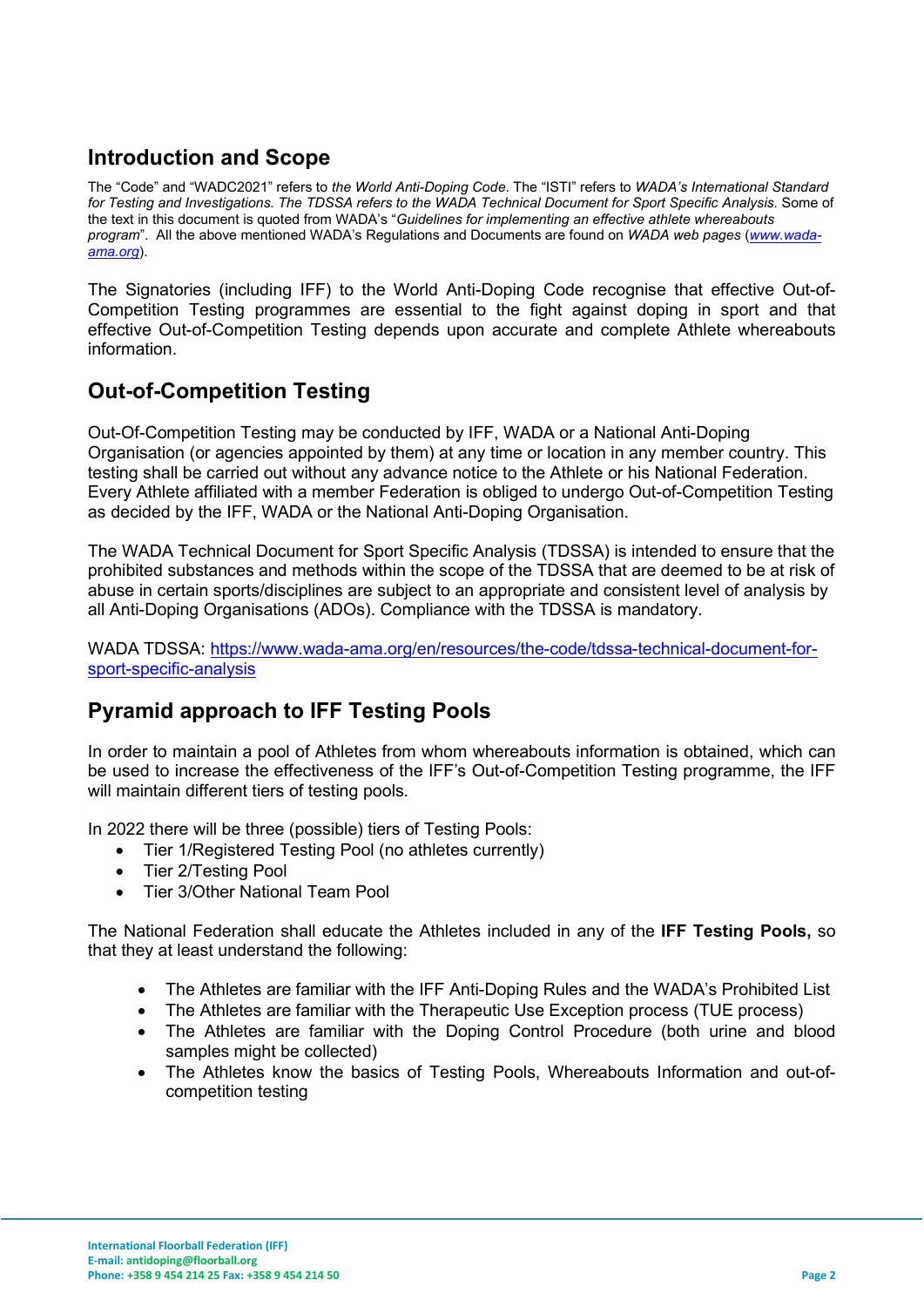## Introduction and Scope

The "Code" and "WADC2021" refers to *the World Anti-Doping Code*. The "ISTI" refers to *WADA's International Standard for Testing and Investigations. The TDSSA refers to the WADA Technical Document for Sport Specific Analysis*. Some of the text in this document is quoted from WADA's "*Guidelines for implementing an effective athlete whereabouts program*". All the above mentioned WADA's Regulations and Documents are found on *WADA web pages* (*www.wada-ama.org*).

The Signatories (including IFF) to the World Anti-Doping Code recognise that effective Out-of-Competition Testing programmes are essential to the fight against doping in sport and that effective Out-of-Competition Testing depends upon accurate and complete Athlete whereabouts information.

## Out-of-Competition Testing

Out-Of-Competition Testing may be conducted by IFF, WADA or a National Anti-Doping Organisation (or agencies appointed by them) at any time or location in any member country. This testing shall be carried out without any advance notice to the Athlete or his National Federation. Every Athlete affiliated with a member Federation is obliged to undergo Out-of-Competition Testing as decided by the IFF, WADA or the National Anti-Doping Organisation.

The WADA Technical Document for Sport Specific Analysis (TDSSA) is intended to ensure that the prohibited substances and methods within the scope of the TDSSA that are deemed to be at risk of abuse in certain sports/disciplines are subject to an appropriate and consistent level of analysis by all Anti-Doping Organisations (ADOs). Compliance with the TDSSA is mandatory.

WADA TDSSA: https://www.wada-ama.org/en/resources/the-code/tdssa-technical-document-for-sport-specific-analysis

## Pyramid approach to IFF Testing Pools

In order to maintain a pool of Athletes from whom whereabouts information is obtained, which can be used to increase the effectiveness of the IFF's Out-of-Competition Testing programme, the IFF will maintain different tiers of testing pools.

In 2022 there will be three (possible) tiers of Testing Pools:

- Tier 1/Registered Testing Pool (no athletes currently)
- Tier 2/Testing Pool
- Tier 3/Other National Team Pool

The National Federation shall educate the Athletes included in any of the **IFF Testing Pools,** so that they at least understand the following:

- The Athletes are familiar with the IFF Anti-Doping Rules and the WADA's Prohibited List
- The Athletes are familiar with the Therapeutic Use Exception process (TUE process)
- The Athletes are familiar with the Doping Control Procedure (both urine and blood samples might be collected)
- The Athletes know the basics of Testing Pools, Whereabouts Information and out-of-competition testing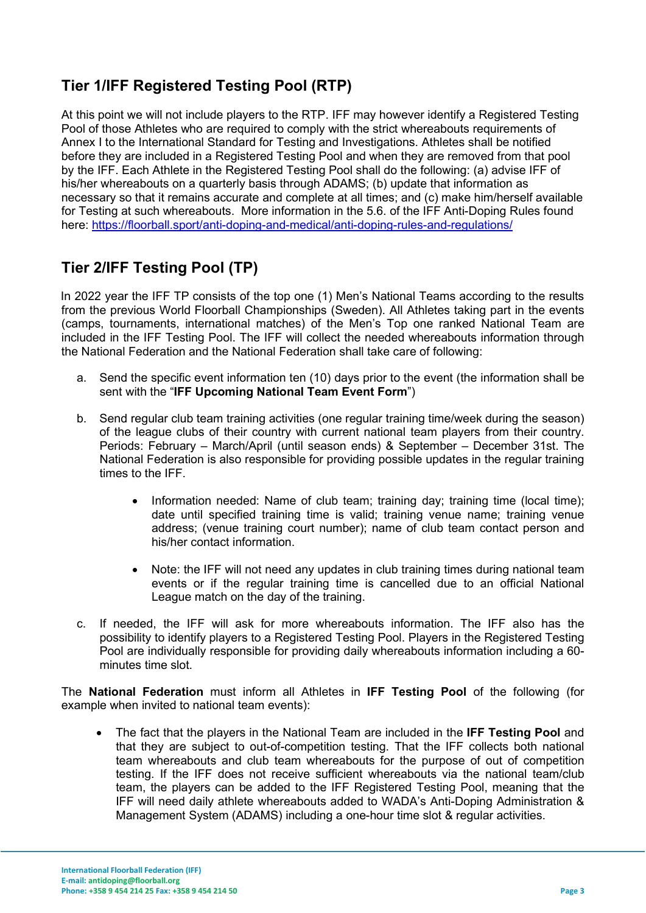## Tier 1/IFF Registered Testing Pool (RTP)

At this point we will not include players to the RTP. IFF may however identify a Registered Testing Pool of those Athletes who are required to comply with the strict whereabouts requirements of Annex I to the International Standard for Testing and Investigations. Athletes shall be notified before they are included in a Registered Testing Pool and when they are removed from that pool by the IFF. Each Athlete in the Registered Testing Pool shall do the following: (a) advise IFF of his/her whereabouts on a quarterly basis through ADAMS; (b) update that information as necessary so that it remains accurate and complete at all times; and (c) make him/herself available for Testing at such whereabouts. More information in the 5.6. of the IFF Anti-Doping Rules found here: https://floorball.sport/anti-doping-and-medical/anti-doping-rules-and-regulations/

## Tier 2/IFF Testing Pool (TP)

In 2022 year the IFF TP consists of the top one (1) Men's National Teams according to the results from the previous World Floorball Championships (Sweden). All Athletes taking part in the events (camps, tournaments, international matches) of the Men's Top one ranked National Team are included in the IFF Testing Pool. The IFF will collect the needed whereabouts information through the National Federation and the National Federation shall take care of following:

a. Send the specific event information ten (10) days prior to the event (the information shall be sent with the "**IFF Upcoming National Team Event Form**")

b. Send regular club team training activities (one regular training time/week during the season) of the league clubs of their country with current national team players from their country. Periods: February – March/April (until season ends) & September – December 31st. The National Federation is also responsible for providing possible updates in the regular training times to the IFF.

   - Information needed: Name of club team; training day; training time (local time); date until specified training time is valid; training venue name; training venue address; (venue training court number); name of club team contact person and his/her contact information.

   - Note: the IFF will not need any updates in club training times during national team events or if the regular training time is cancelled due to an official National League match on the day of the training.

c. If needed, the IFF will ask for more whereabouts information. The IFF also has the possibility to identify players to a Registered Testing Pool. Players in the Registered Testing Pool are individually responsible for providing daily whereabouts information including a 60-minutes time slot.

The **National Federation** must inform all Athletes in **IFF Testing Pool** of the following (for example when invited to national team events):

- The fact that the players in the National Team are included in the **IFF Testing Pool** and that they are subject to out-of-competition testing. That the IFF collects both national team whereabouts and club team whereabouts for the purpose of out of competition testing. If the IFF does not receive sufficient whereabouts via the national team/club team, the players can be added to the IFF Registered Testing Pool, meaning that the IFF will need daily athlete whereabouts added to WADA's Anti-Doping Administration & Management System (ADAMS) including a one-hour time slot & regular activities.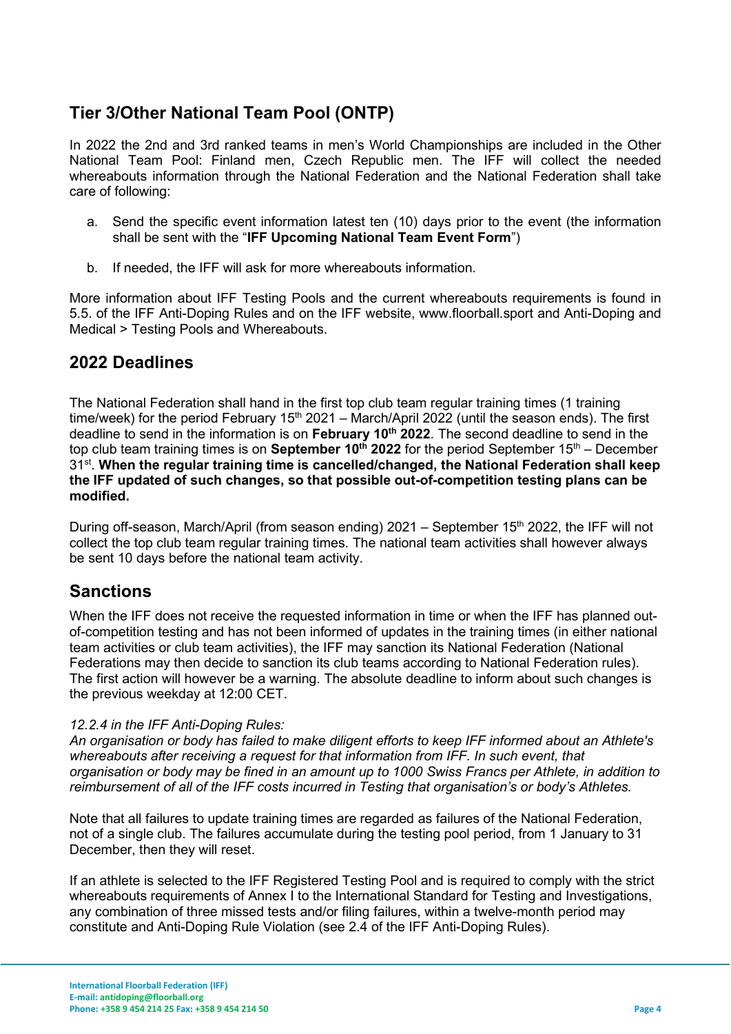## Tier 3/Other National Team Pool (ONTP)

In 2022 the 2nd and 3rd ranked teams in men's World Championships are included in the Other National Team Pool: Finland men, Czech Republic men. The IFF will collect the needed whereabouts information through the National Federation and the National Federation shall take care of following:

a. Send the specific event information latest ten (10) days prior to the event (the information shall be sent with the "**IFF Upcoming National Team Event Form**")

b. If needed, the IFF will ask for more whereabouts information.

More information about IFF Testing Pools and the current whereabouts requirements is found in 5.5. of the IFF Anti-Doping Rules and on the IFF website, www.floorball.sport and Anti-Doping and Medical > Testing Pools and Whereabouts.

## 2022 Deadlines

The National Federation shall hand in the first top club team regular training times (1 training time/week) for the period February 15th 2021 – March/April 2022 (until the season ends). The first deadline to send in the information is on **February 10th 2022**. The second deadline to send in the top club team training times is on **September 10th 2022** for the period September 15th – December 31st. **When the regular training time is cancelled/changed, the National Federation shall keep the IFF updated of such changes, so that possible out-of-competition testing plans can be modified.**

During off-season, March/April (from season ending) 2021 – September 15th 2022, the IFF will not collect the top club team regular training times. The national team activities shall however always be sent 10 days before the national team activity.

## Sanctions

When the IFF does not receive the requested information in time or when the IFF has planned out-of-competition testing and has not been informed of updates in the training times (in either national team activities or club team activities), the IFF may sanction its National Federation (National Federations may then decide to sanction its club teams according to National Federation rules). The first action will however be a warning. The absolute deadline to inform about such changes is the previous weekday at 12:00 CET.

*12.2.4 in the IFF Anti-Doping Rules:*
*An organisation or body has failed to make diligent efforts to keep IFF informed about an Athlete's whereabouts after receiving a request for that information from IFF. In such event, that organisation or body may be fined in an amount up to 1000 Swiss Francs per Athlete, in addition to reimbursement of all of the IFF costs incurred in Testing that organisation's or body's Athletes.*

Note that all failures to update training times are regarded as failures of the National Federation, not of a single club. The failures accumulate during the testing pool period, from 1 January to 31 December, then they will reset.

If an athlete is selected to the IFF Registered Testing Pool and is required to comply with the strict whereabouts requirements of Annex I to the International Standard for Testing and Investigations, any combination of three missed tests and/or filing failures, within a twelve-month period may constitute and Anti-Doping Rule Violation (see 2.4 of the IFF Anti-Doping Rules).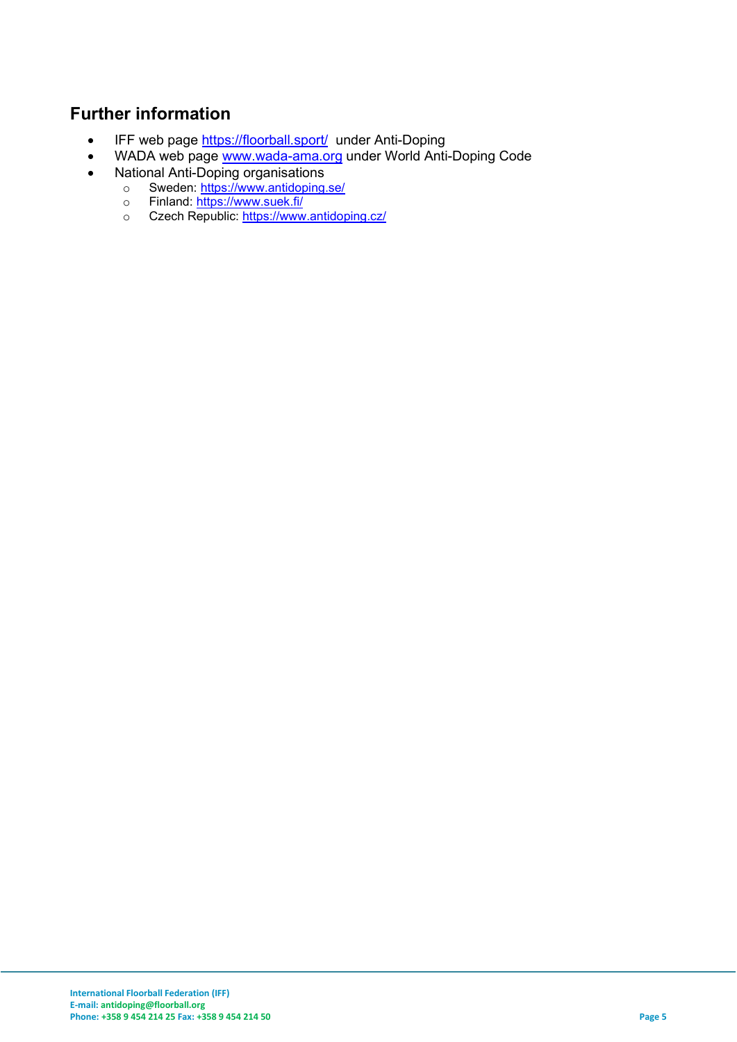## Further information

- IFF web page https://floorball.sport/ under Anti-Doping
- WADA web page www.wada-ama.org under World Anti-Doping Code
- National Anti-Doping organisations
  - Sweden: https://www.antidoping.se/
  - Finland: https://www.suek.fi/
  - Czech Republic: https://www.antidoping.cz/